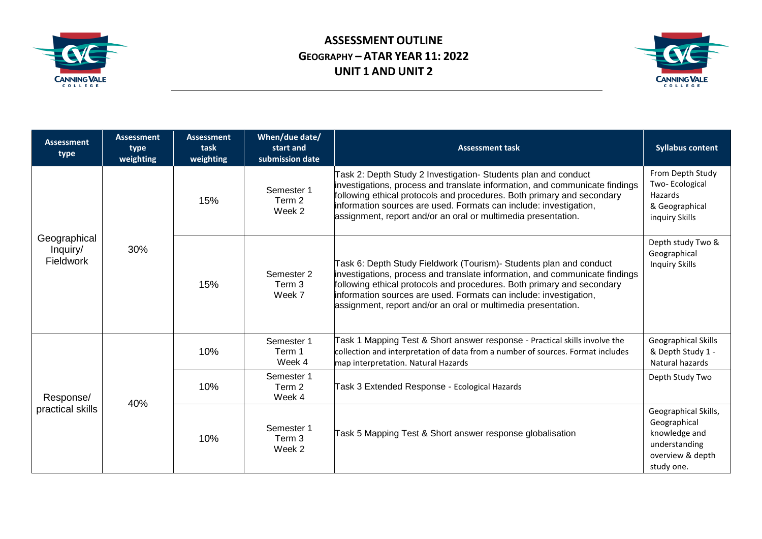# ASSESSMENT OUTLINE
## GEOGRAPHY – ATAR YEAR 11: 2022
## UNIT 1 AND UNIT 2

| Assessment type | Assessment type weighting | Assessment task weighting | When/due date/ start and submission date | Assessment task | Syllabus content |
|---|---|---|---|---|---|
| Geographical Inquiry/ Fieldwork | 30% | 15% | Semester 1 Term 2 Week 2 | Task 2: Depth Study 2 Investigation- Students plan and conduct investigations, process and translate information, and communicate findings following ethical protocols and procedures. Both primary and secondary information sources are used. Formats can include: investigation, assignment, report and/or an oral or multimedia presentation. | From Depth Study Two- Ecological Hazards & Geographical inquiry Skills |
| | | 15% | Semester 2 Term 3 Week 7 | Task 6: Depth Study Fieldwork (Tourism)- Students plan and conduct investigations, process and translate information, and communicate findings following ethical protocols and procedures. Both primary and secondary information sources are used. Formats can include: investigation, assignment, report and/or an oral or multimedia presentation. | Depth study Two & Geographical Inquiry Skills |
| Response/ practical skills | 40% | 10% | Semester 1 Term 1 Week 4 | Task 1 Mapping Test & Short answer response - Practical skills involve the collection and interpretation of data from a number of sources. Format includes map interpretation. Natural Hazards | Geographical Skills & Depth Study 1 - Natural hazards |
| | | 10% | Semester 1 Term 2 Week 4 | Task 3 Extended Response - Ecological Hazards | Depth Study Two |
| | | 10% | Semester 1 Term 3 Week 2 | Task 5 Mapping Test & Short answer response globalisation | Geographical Skills, Geographical knowledge and understanding overview & depth study one. |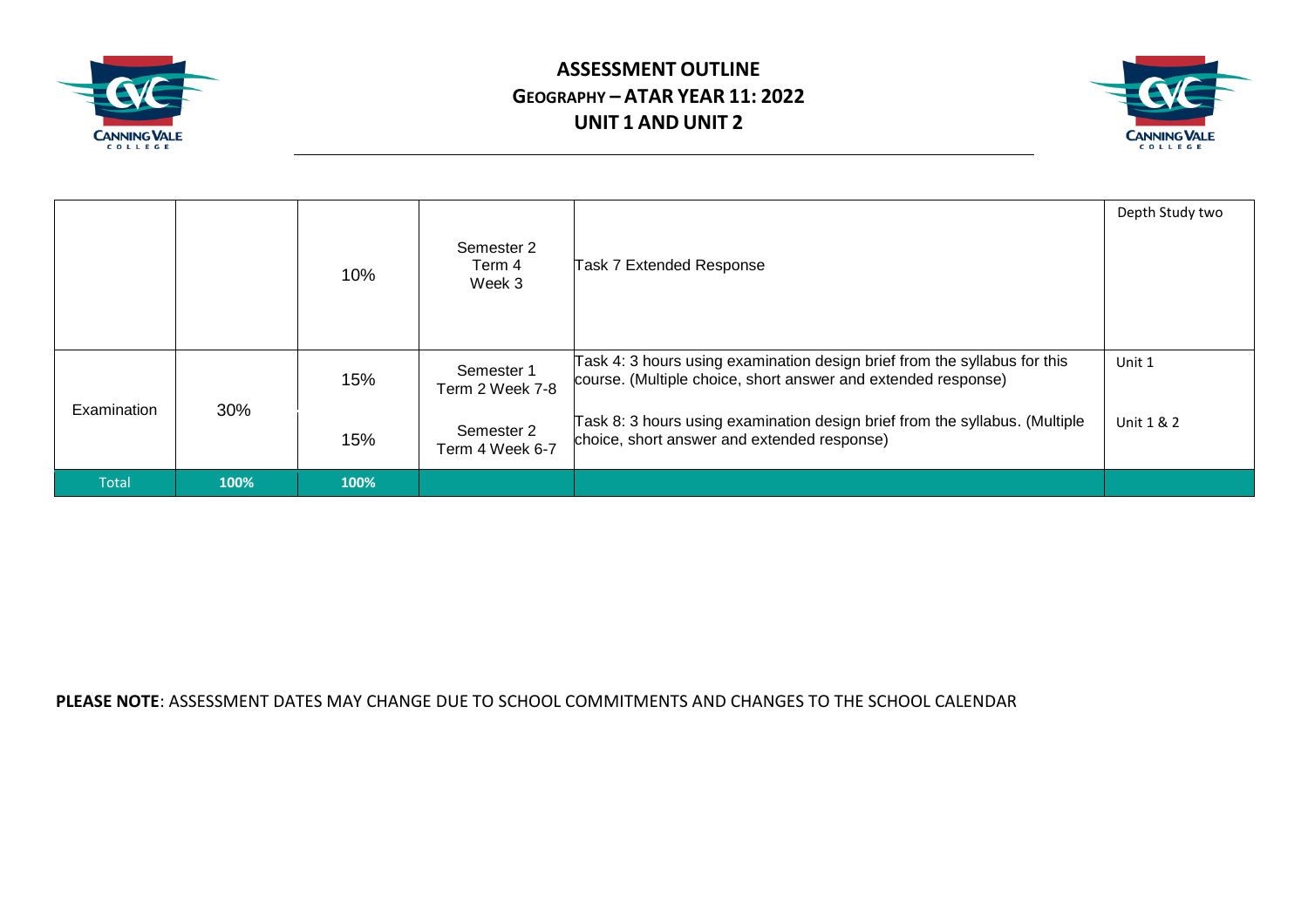# ASSESSMENT OUTLINE
## GEOGRAPHY – ATAR YEAR 11: 2022
## UNIT 1 AND UNIT 2

| | | | | | |
|---|---|---|---|---|---|
| | | 10% | Semester 2 Term 4 Week 3 | Task 7 Extended Response | Depth Study two |
| Examination | 30% | 15% | Semester 1 Term 2 Week 7-8 | Task 4: 3 hours using examination design brief from the syllabus for this course. (Multiple choice, short answer and extended response) | Unit 1 |
| | | 15% | Semester 2 Term 4 Week 6-7 | Task 8: 3 hours using examination design brief from the syllabus. (Multiple choice, short answer and extended response) | Unit 1 & 2 |
| Total | **100%** | **100%** | | | |

**PLEASE NOTE**: ASSESSMENT DATES MAY CHANGE DUE TO SCHOOL COMMITMENTS AND CHANGES TO THE SCHOOL CALENDAR